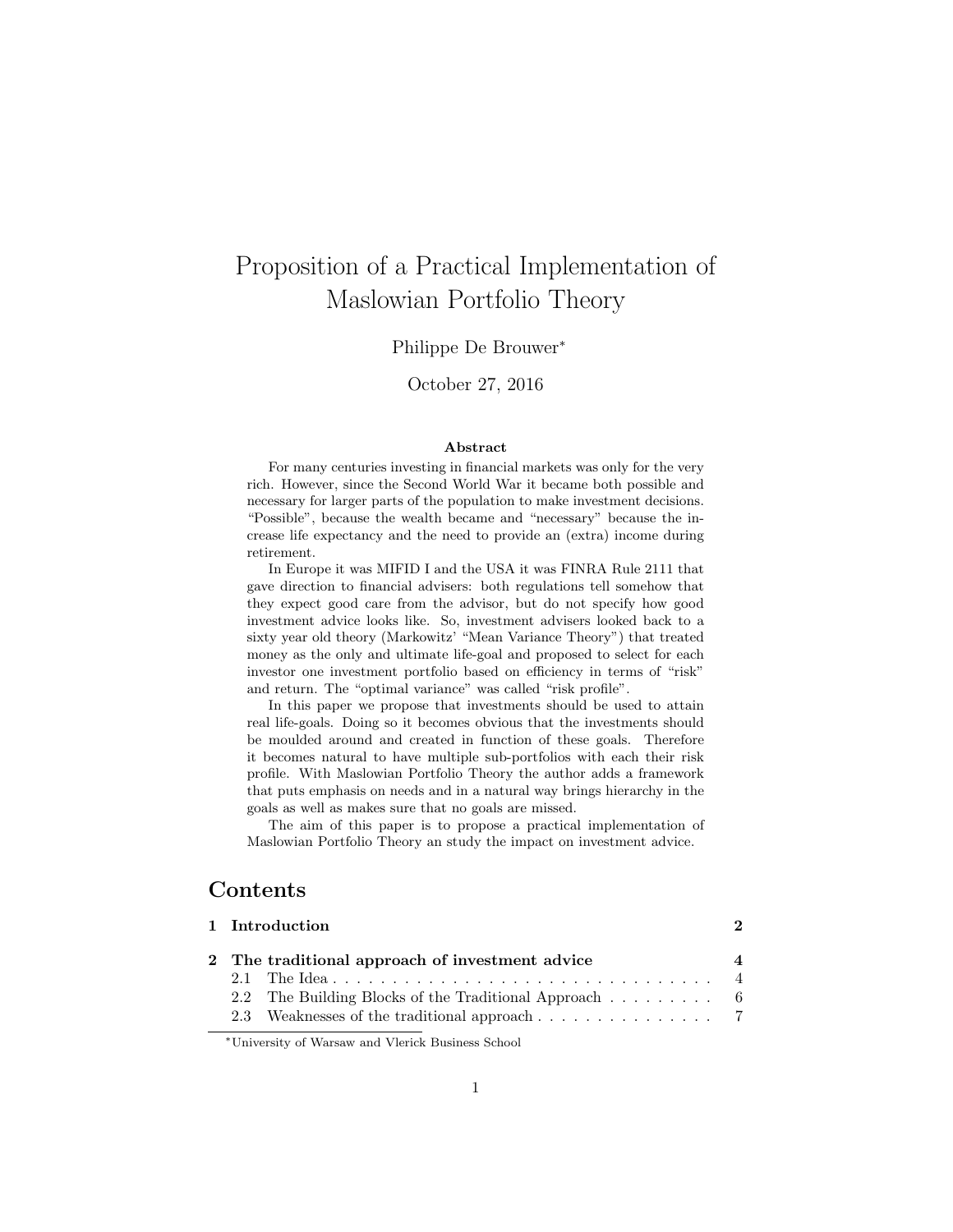# Proposition of a Practical Implementation of Maslowian Portfolio Theory

Philippe De Brouwer*

October 27, 2016

**Abstract**

For many centuries investing in financial markets was only for the very rich. However, since the Second World War it became both possible and necessary for larger parts of the population to make investment decisions. "Possible", because the wealth became and "necessary" because the increase life expectancy and the need to provide an (extra) income during retirement.

In Europe it was MIFID I and the USA it was FINRA Rule 2111 that gave direction to financial advisers: both regulations tell somehow that they expect good care from the advisor, but do not specify how good investment advice looks like. So, investment advisers looked back to a sixty year old theory (Markowitz' "Mean Variance Theory") that treated money as the only and ultimate life-goal and proposed to select for each investor one investment portfolio based on efficiency in terms of "risk" and return. The "optimal variance" was called "risk profile".

In this paper we propose that investments should be used to attain real life-goals. Doing so it becomes obvious that the investments should be moulded around and created in function of these goals. Therefore it becomes natural to have multiple sub-portfolios with each their risk profile. With Maslowian Portfolio Theory the author adds a framework that puts emphasis on needs and in a natural way brings hierarchy in the goals as well as makes sure that no goals are missed.

The aim of this paper is to propose a practical implementation of Maslowian Portfolio Theory an study the impact on investment advice.

## Contents

**1 Introduction** **2**

**2 The traditional approach of investment advice** **4**

- 2.1 The Idea . . . . . . . . . . . . . . . . . . . . . . . . . . . . . . . . 4
- 2.2 The Building Blocks of the Traditional Approach . . . . . . . . . 6
- 2.3 Weaknesses of the traditional approach . . . . . . . . . . . . . . . 7

*University of Warsaw and Vlerick Business School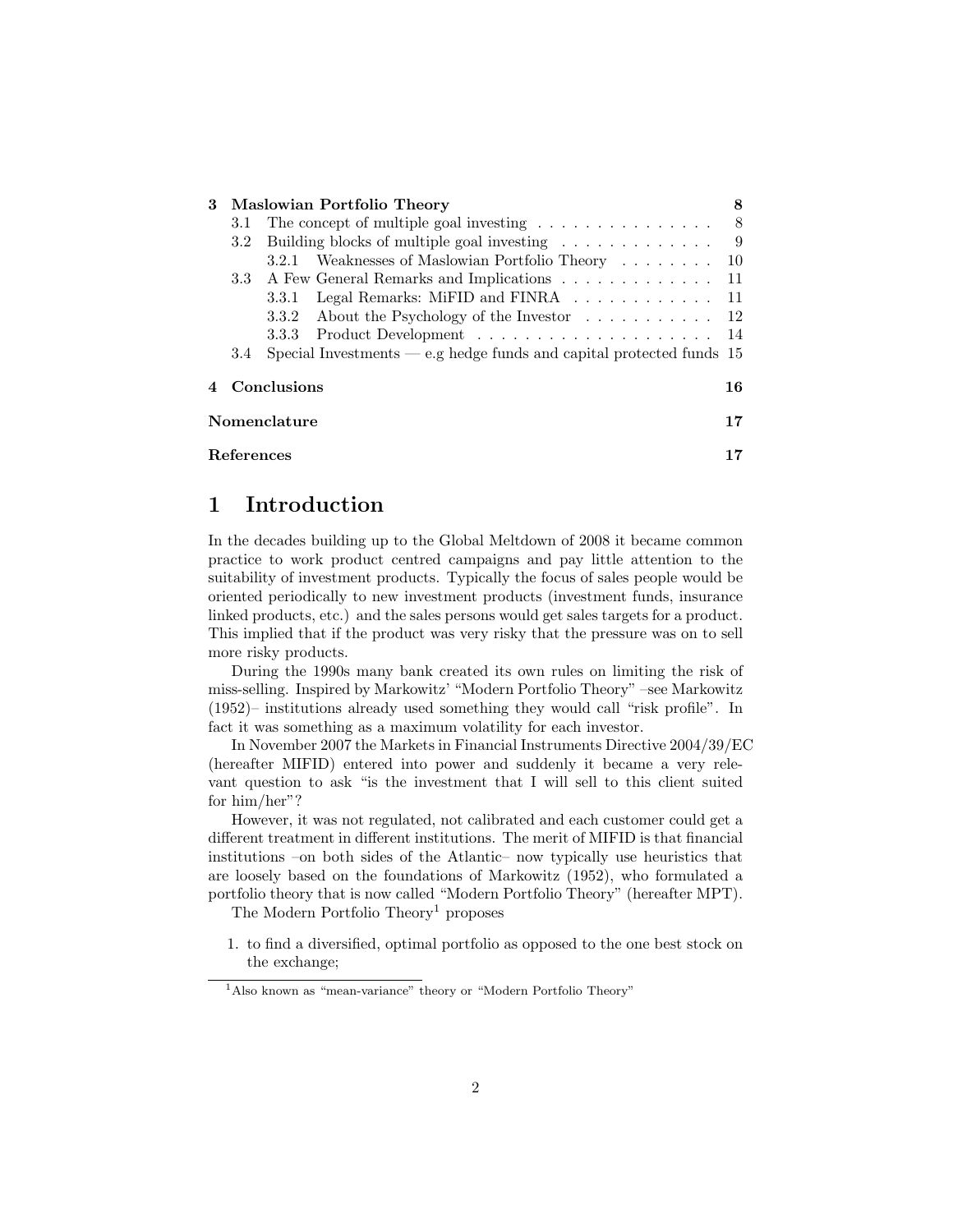| | | |
|---|---|---|
| **3** | **Maslowian Portfolio Theory** | **8** |
| 3.1 | The concept of multiple goal investing | 8 |
| 3.2 | Building blocks of multiple goal investing | 9 |
| 3.2.1 | Weaknesses of Maslowian Portfolio Theory | 10 |
| 3.3 | A Few General Remarks and Implications | 11 |
| 3.3.1 | Legal Remarks: MiFID and FINRA | 11 |
| 3.3.2 | About the Psychology of the Investor | 12 |
| 3.3.3 | Product Development | 14 |
| 3.4 | Special Investments — e.g hedge funds and capital protected funds | 15 |
| **4** | **Conclusions** | **16** |
| | **Nomenclature** | **17** |
| | **References** | **17** |

# 1 Introduction

In the decades building up to the Global Meltdown of 2008 it became common practice to work product centred campaigns and pay little attention to the suitability of investment products. Typically the focus of sales people would be oriented periodically to new investment products (investment funds, insurance linked products, etc.) and the sales persons would get sales targets for a product. This implied that if the product was very risky that the pressure was on to sell more risky products.

During the 1990s many bank created its own rules on limiting the risk of miss-selling. Inspired by Markowitz' "Modern Portfolio Theory" –see Markowitz (1952)– institutions already used something they would call "risk profile". In fact it was something as a maximum volatility for each investor.

In November 2007 the Markets in Financial Instruments Directive 2004/39/EC (hereafter MIFID) entered into power and suddenly it became a very relevant question to ask "is the investment that I will sell to this client suited for him/her"?

However, it was not regulated, not calibrated and each customer could get a different treatment in different institutions. The merit of MIFID is that financial institutions –on both sides of the Atlantic– now typically use heuristics that are loosely based on the foundations of Markowitz (1952), who formulated a portfolio theory that is now called "Modern Portfolio Theory" (hereafter MPT).

The Modern Portfolio Theory[1] proposes

1. to find a diversified, optimal portfolio as opposed to the one best stock on the exchange;

[1] Also known as "mean-variance" theory or "Modern Portfolio Theory"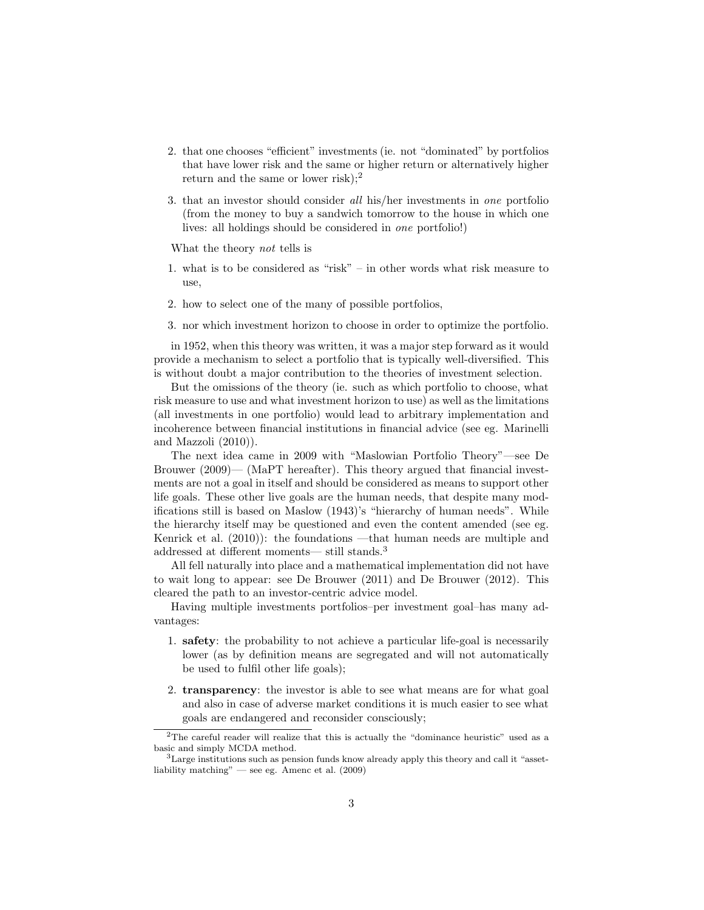2. that one chooses "efficient" investments (ie. not "dominated" by portfolios that have lower risk and the same or higher return or alternatively higher return and the same or lower risk);[2]

3. that an investor should consider *all* his/her investments in *one* portfolio (from the money to buy a sandwich tomorrow to the house in which one lives: all holdings should be considered in *one* portfolio!)

What the theory *not* tells is

1. what is to be considered as "risk" – in other words what risk measure to use,

2. how to select one of the many of possible portfolios,

3. nor which investment horizon to choose in order to optimize the portfolio.

in 1952, when this theory was written, it was a major step forward as it would provide a mechanism to select a portfolio that is typically well-diversified. This is without doubt a major contribution to the theories of investment selection.

But the omissions of the theory (ie. such as which portfolio to choose, what risk measure to use and what investment horizon to use) as well as the limitations (all investments in one portfolio) would lead to arbitrary implementation and incoherence between financial institutions in financial advice (see eg. Marinelli and Mazzoli (2010)).

The next idea came in 2009 with "Maslowian Portfolio Theory"—see De Brouwer (2009)— (MaPT hereafter). This theory argued that financial investments are not a goal in itself and should be considered as means to support other life goals. These other live goals are the human needs, that despite many modifications still is based on Maslow (1943)'s "hierarchy of human needs". While the hierarchy itself may be questioned and even the content amended (see eg. Kenrick et al. (2010)): the foundations —that human needs are multiple and addressed at different moments— still stands.[3]

All fell naturally into place and a mathematical implementation did not have to wait long to appear: see De Brouwer (2011) and De Brouwer (2012). This cleared the path to an investor-centric advice model.

Having multiple investments portfolios–per investment goal–has many advantages:

1. **safety**: the probability to not achieve a particular life-goal is necessarily lower (as by definition means are segregated and will not automatically be used to fulfil other life goals);

2. **transparency**: the investor is able to see what means are for what goal and also in case of adverse market conditions it is much easier to see what goals are endangered and reconsider consciously;

[2] The careful reader will realize that this is actually the "dominance heuristic" used as a basic and simply MCDA method.

[3] Large institutions such as pension funds know already apply this theory and call it "asset-liability matching" — see eg. Amenc et al. (2009)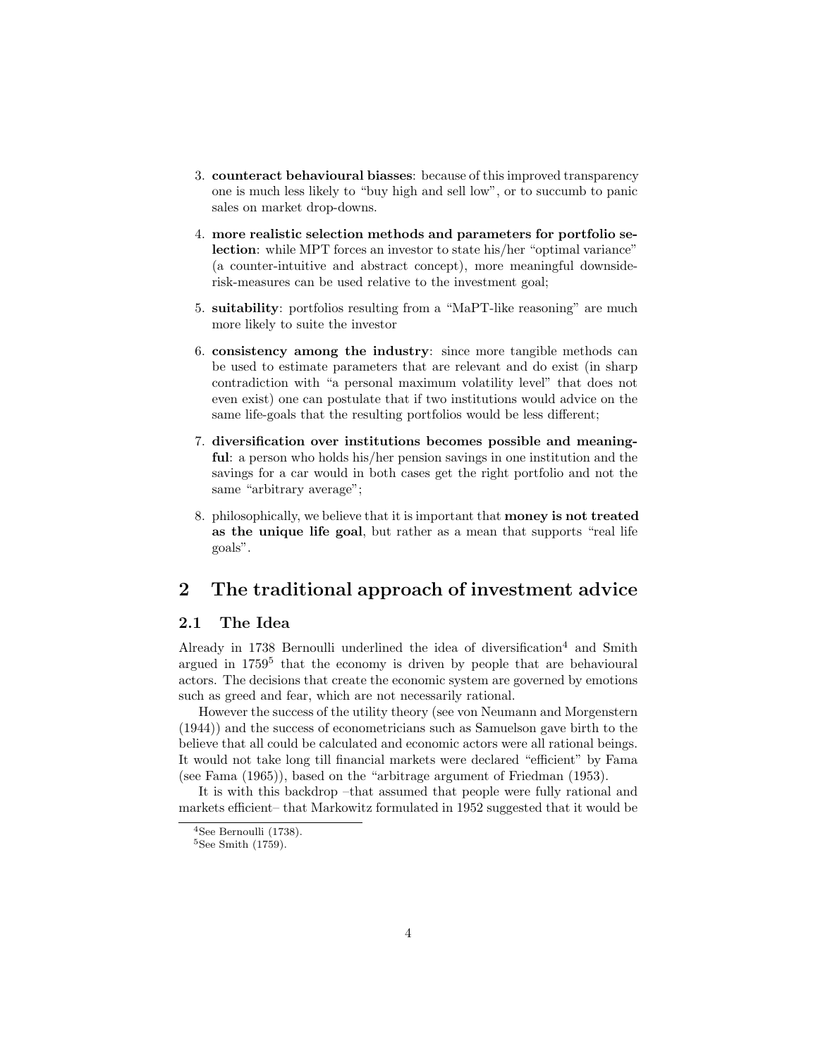3. **counteract behavioural biasses**: because of this improved transparency one is much less likely to "buy high and sell low", or to succumb to panic sales on market drop-downs.
4. **more realistic selection methods and parameters for portfolio selection**: while MPT forces an investor to state his/her "optimal variance" (a counter-intuitive and abstract concept), more meaningful downside-risk-measures can be used relative to the investment goal;
5. **suitability**: portfolios resulting from a "MaPT-like reasoning" are much more likely to suite the investor
6. **consistency among the industry**: since more tangible methods can be used to estimate parameters that are relevant and do exist (in sharp contradiction with "a personal maximum volatility level" that does not even exist) one can postulate that if two institutions would advice on the same life-goals that the resulting portfolios would be less different;
7. **diversification over institutions becomes possible and meaningful**: a person who holds his/her pension savings in one institution and the savings for a car would in both cases get the right portfolio and not the same "arbitrary average";
8. philosophically, we believe that it is important that **money is not treated as the unique life goal**, but rather as a mean that supports "real life goals".

## 2 The traditional approach of investment advice

### 2.1 The Idea

Already in 1738 Bernoulli underlined the idea of diversification[4] and Smith argued in 1759[5] that the economy is driven by people that are behavioural actors. The decisions that create the economic system are governed by emotions such as greed and fear, which are not necessarily rational.

However the success of the utility theory (see von Neumann and Morgenstern (1944)) and the success of econometricians such as Samuelson gave birth to the believe that all could be calculated and economic actors were all rational beings. It would not take long till financial markets were declared "efficient" by Fama (see Fama (1965)), based on the "arbitrage argument of Friedman (1953).

It is with this backdrop –that assumed that people were fully rational and markets efficient– that Markowitz formulated in 1952 suggested that it would be

[4] See Bernoulli (1738).

[5] See Smith (1759).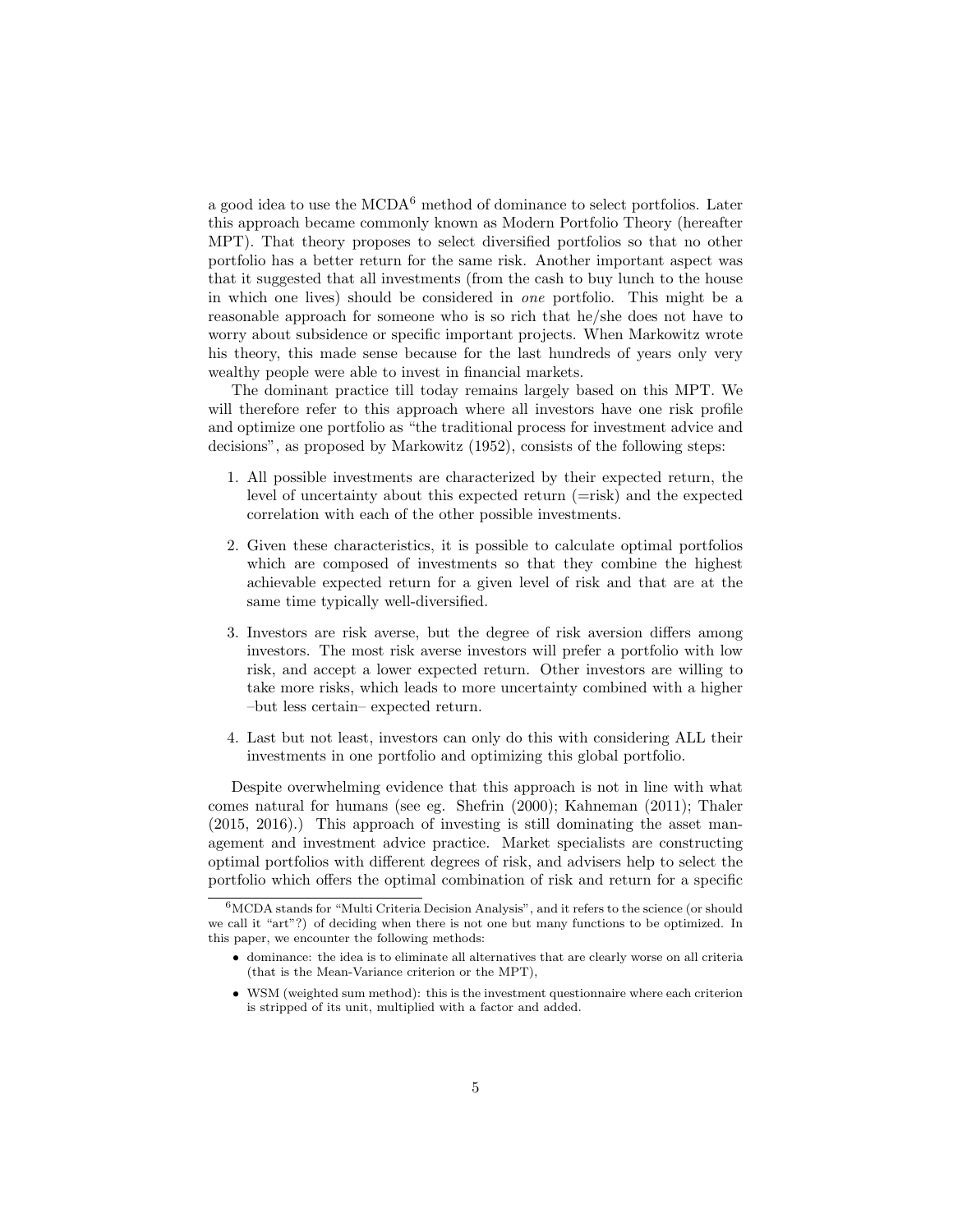a good idea to use the MCDA[6] method of dominance to select portfolios. Later this approach became commonly known as Modern Portfolio Theory (hereafter MPT). That theory proposes to select diversified portfolios so that no other portfolio has a better return for the same risk. Another important aspect was that it suggested that all investments (from the cash to buy lunch to the house in which one lives) should be considered in *one* portfolio. This might be a reasonable approach for someone who is so rich that he/she does not have to worry about subsidence or specific important projects. When Markowitz wrote his theory, this made sense because for the last hundreds of years only very wealthy people were able to invest in financial markets.

The dominant practice till today remains largely based on this MPT. We will therefore refer to this approach where all investors have one risk profile and optimize one portfolio as "the traditional process for investment advice and decisions", as proposed by Markowitz (1952), consists of the following steps:

1. All possible investments are characterized by their expected return, the level of uncertainty about this expected return (=risk) and the expected correlation with each of the other possible investments.
2. Given these characteristics, it is possible to calculate optimal portfolios which are composed of investments so that they combine the highest achievable expected return for a given level of risk and that are at the same time typically well-diversified.
3. Investors are risk averse, but the degree of risk aversion differs among investors. The most risk averse investors will prefer a portfolio with low risk, and accept a lower expected return. Other investors are willing to take more risks, which leads to more uncertainty combined with a higher –but less certain– expected return.
4. Last but not least, investors can only do this with considering ALL their investments in one portfolio and optimizing this global portfolio.

Despite overwhelming evidence that this approach is not in line with what comes natural for humans (see eg. Shefrin (2000); Kahneman (2011); Thaler (2015, 2016).) This approach of investing is still dominating the asset management and investment advice practice. Market specialists are constructing optimal portfolios with different degrees of risk, and advisers help to select the portfolio which offers the optimal combination of risk and return for a specific

[6] MCDA stands for "Multi Criteria Decision Analysis", and it refers to the science (or should we call it "art"?) of deciding when there is not one but many functions to be optimized. In this paper, we encounter the following methods:

- dominance: the idea is to eliminate all alternatives that are clearly worse on all criteria (that is the Mean-Variance criterion or the MPT),
- WSM (weighted sum method): this is the investment questionnaire where each criterion is stripped of its unit, multiplied with a factor and added.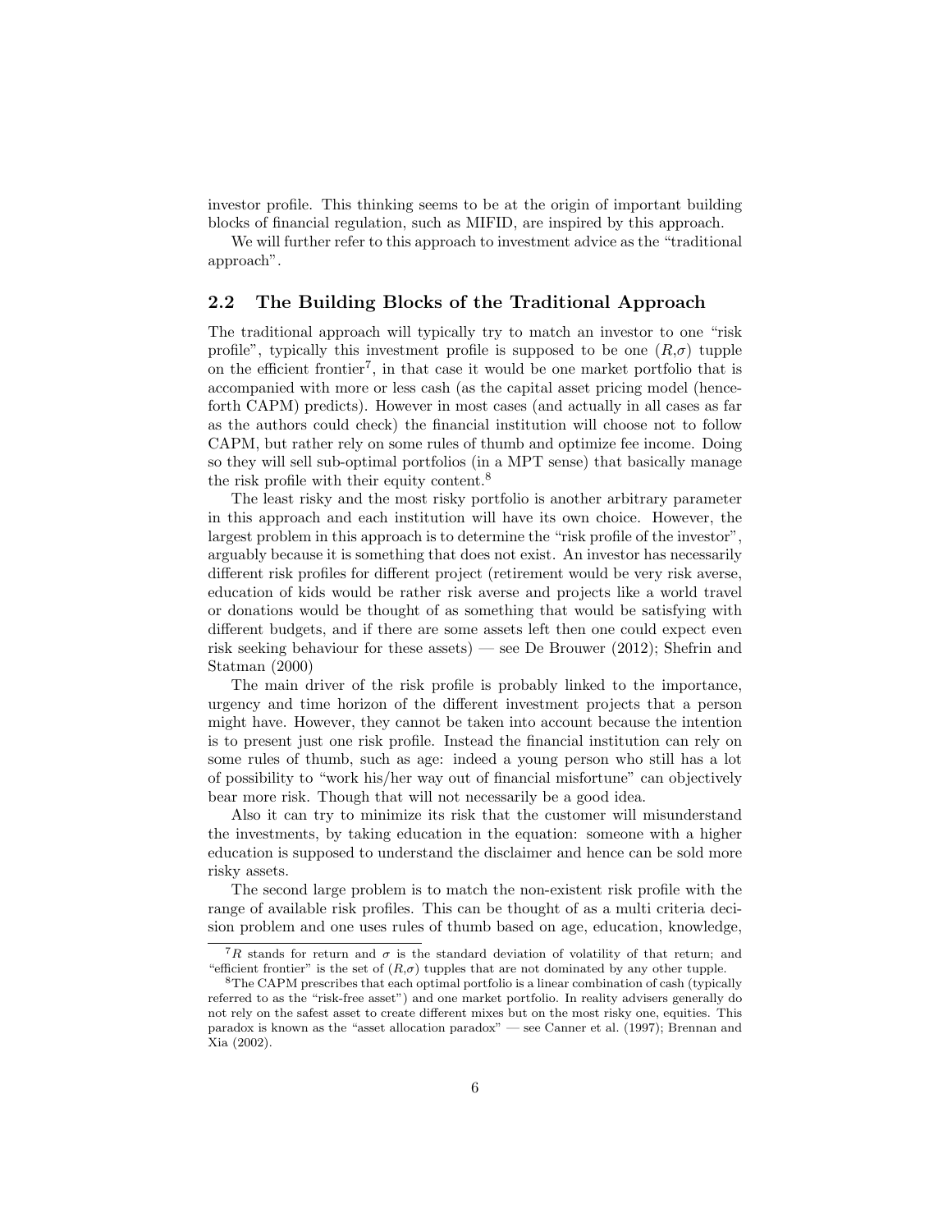investor profile. This thinking seems to be at the origin of important building blocks of financial regulation, such as MIFID, are inspired by this approach.

We will further refer to this approach to investment advice as the "traditional approach".

## 2.2 The Building Blocks of the Traditional Approach

The traditional approach will typically try to match an investor to one "risk profile", typically this investment profile is supposed to be one $(R,\sigma)$ tupple on the efficient frontier[7], in that case it would be one market portfolio that is accompanied with more or less cash (as the capital asset pricing model (henceforth CAPM) predicts). However in most cases (and actually in all cases as far as the authors could check) the financial institution will choose not to follow CAPM, but rather rely on some rules of thumb and optimize fee income. Doing so they will sell sub-optimal portfolios (in a MPT sense) that basically manage the risk profile with their equity content.[8]

The least risky and the most risky portfolio is another arbitrary parameter in this approach and each institution will have its own choice. However, the largest problem in this approach is to determine the "risk profile of the investor", arguably because it is something that does not exist. An investor has necessarily different risk profiles for different project (retirement would be very risk averse, education of kids would be rather risk averse and projects like a world travel or donations would be thought of as something that would be satisfying with different budgets, and if there are some assets left then one could expect even risk seeking behaviour for these assets) — see De Brouwer (2012); Shefrin and Statman (2000)

The main driver of the risk profile is probably linked to the importance, urgency and time horizon of the different investment projects that a person might have. However, they cannot be taken into account because the intention is to present just one risk profile. Instead the financial institution can rely on some rules of thumb, such as age: indeed a young person who still has a lot of possibility to "work his/her way out of financial misfortune" can objectively bear more risk. Though that will not necessarily be a good idea.

Also it can try to minimize its risk that the customer will misunderstand the investments, by taking education in the equation: someone with a higher education is supposed to understand the disclaimer and hence can be sold more risky assets.

The second large problem is to match the non-existent risk profile with the range of available risk profiles. This can be thought of as a multi criteria decision problem and one uses rules of thumb based on age, education, knowledge,

---

[7] $R$ stands for return and $\sigma$ is the standard deviation of volatility of that return; and "efficient frontier" is the set of $(R,\sigma)$ tupples that are not dominated by any other tupple.

[8] The CAPM prescribes that each optimal portfolio is a linear combination of cash (typically referred to as the "risk-free asset") and one market portfolio. In reality advisers generally do not rely on the safest asset to create different mixes but on the most risky one, equities. This paradox is known as the "asset allocation paradox" — see Canner et al. (1997); Brennan and Xia (2002).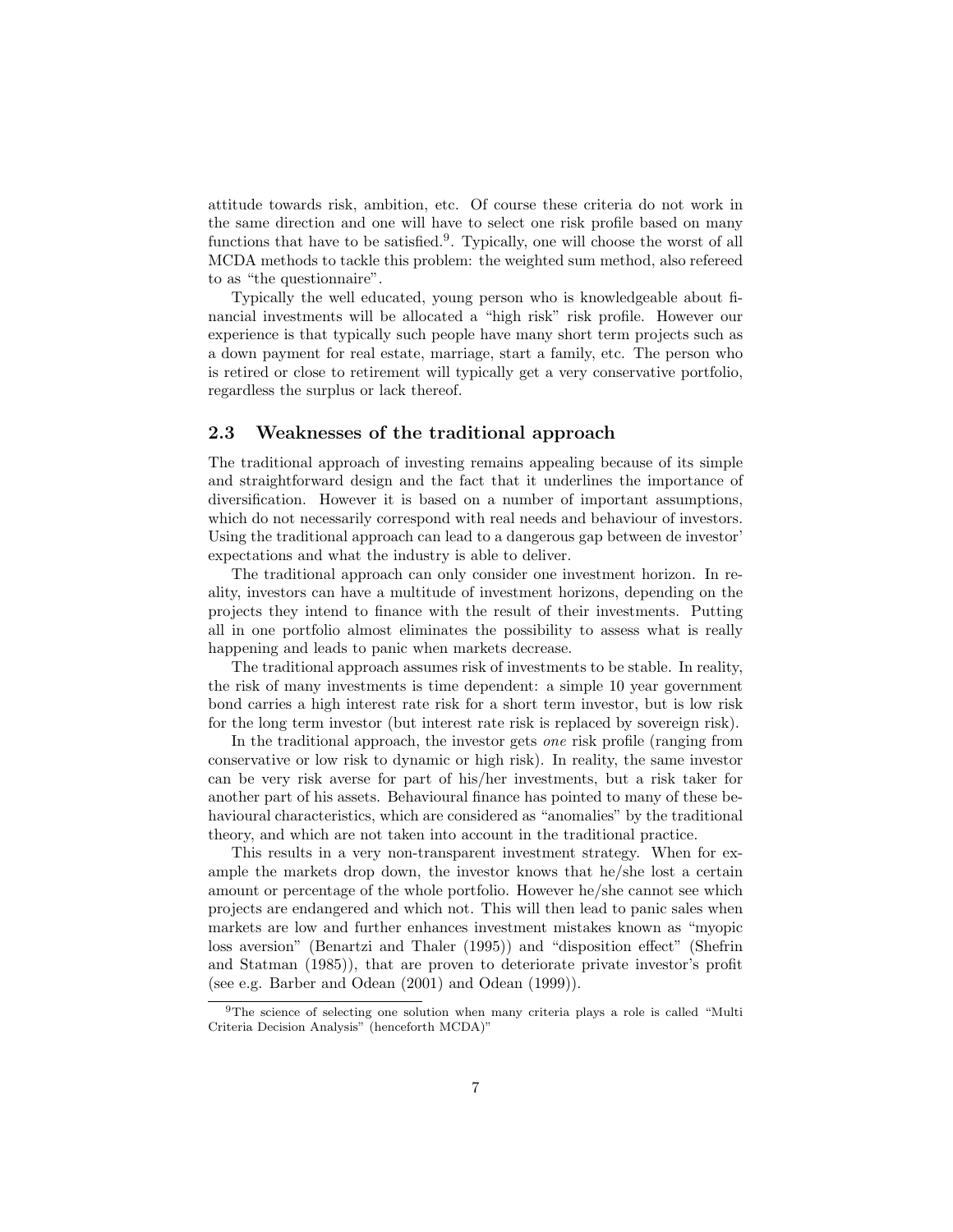attitude towards risk, ambition, etc. Of course these criteria do not work in the same direction and one will have to select one risk profile based on many functions that have to be satisfied.[9]. Typically, one will choose the worst of all MCDA methods to tackle this problem: the weighted sum method, also refereed to as "the questionnaire".

Typically the well educated, young person who is knowledgeable about financial investments will be allocated a "high risk" risk profile. However our experience is that typically such people have many short term projects such as a down payment for real estate, marriage, start a family, etc. The person who is retired or close to retirement will typically get a very conservative portfolio, regardless the surplus or lack thereof.

## 2.3 Weaknesses of the traditional approach

The traditional approach of investing remains appealing because of its simple and straightforward design and the fact that it underlines the importance of diversification. However it is based on a number of important assumptions, which do not necessarily correspond with real needs and behaviour of investors. Using the traditional approach can lead to a dangerous gap between de investor' expectations and what the industry is able to deliver.

The traditional approach can only consider one investment horizon. In reality, investors can have a multitude of investment horizons, depending on the projects they intend to finance with the result of their investments. Putting all in one portfolio almost eliminates the possibility to assess what is really happening and leads to panic when markets decrease.

The traditional approach assumes risk of investments to be stable. In reality, the risk of many investments is time dependent: a simple 10 year government bond carries a high interest rate risk for a short term investor, but is low risk for the long term investor (but interest rate risk is replaced by sovereign risk).

In the traditional approach, the investor gets *one* risk profile (ranging from conservative or low risk to dynamic or high risk). In reality, the same investor can be very risk averse for part of his/her investments, but a risk taker for another part of his assets. Behavioural finance has pointed to many of these behavioural characteristics, which are considered as "anomalies" by the traditional theory, and which are not taken into account in the traditional practice.

This results in a very non-transparent investment strategy. When for example the markets drop down, the investor knows that he/she lost a certain amount or percentage of the whole portfolio. However he/she cannot see which projects are endangered and which not. This will then lead to panic sales when markets are low and further enhances investment mistakes known as "myopic loss aversion" (Benartzi and Thaler (1995)) and "disposition effect" (Shefrin and Statman (1985)), that are proven to deteriorate private investor's profit (see e.g. Barber and Odean (2001) and Odean (1999)).

[9] The science of selecting one solution when many criteria plays a role is called "Multi Criteria Decision Analysis" (henceforth MCDA)"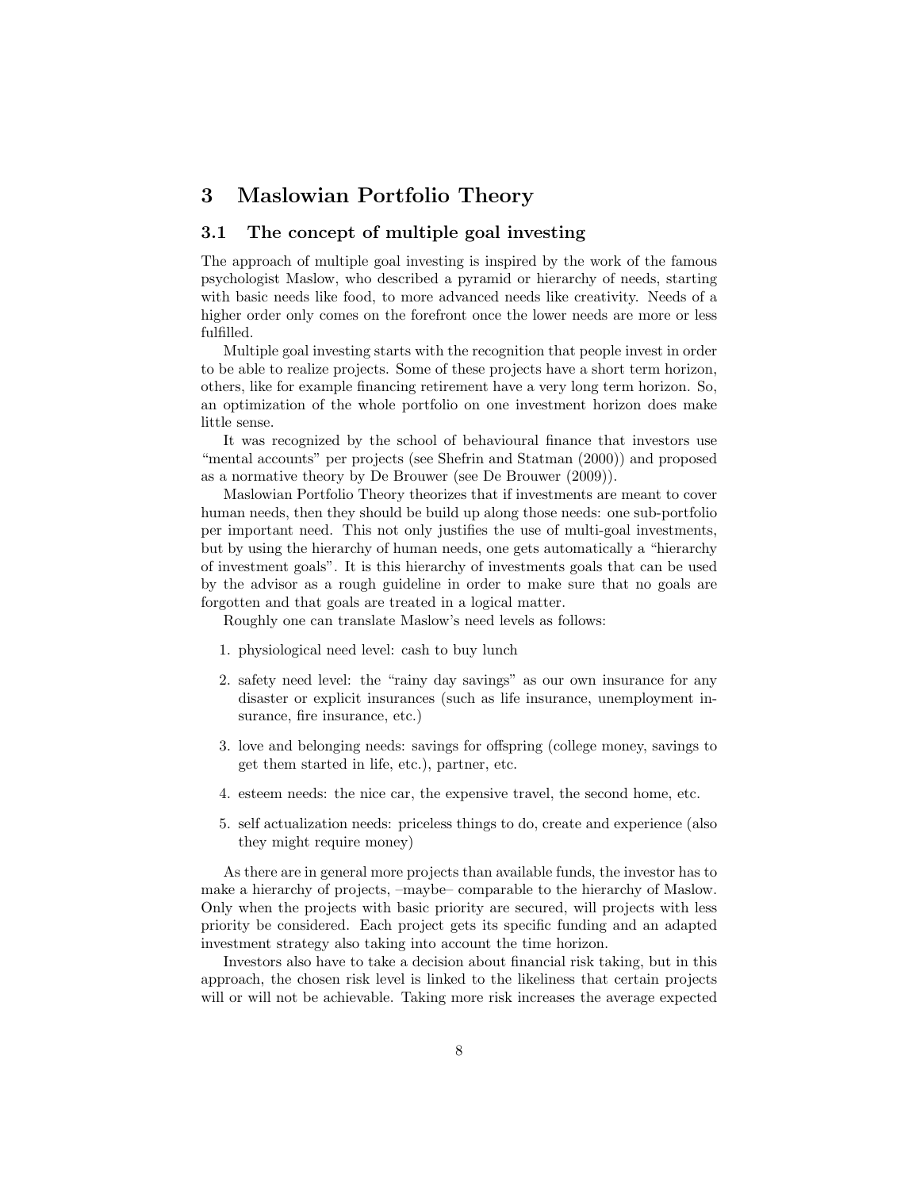# 3 Maslowian Portfolio Theory

## 3.1 The concept of multiple goal investing

The approach of multiple goal investing is inspired by the work of the famous psychologist Maslow, who described a pyramid or hierarchy of needs, starting with basic needs like food, to more advanced needs like creativity. Needs of a higher order only comes on the forefront once the lower needs are more or less fulfilled.

Multiple goal investing starts with the recognition that people invest in order to be able to realize projects. Some of these projects have a short term horizon, others, like for example financing retirement have a very long term horizon. So, an optimization of the whole portfolio on one investment horizon does make little sense.

It was recognized by the school of behavioural finance that investors use "mental accounts" per projects (see Shefrin and Statman (2000)) and proposed as a normative theory by De Brouwer (see De Brouwer (2009)).

Maslowian Portfolio Theory theorizes that if investments are meant to cover human needs, then they should be build up along those needs: one sub-portfolio per important need. This not only justifies the use of multi-goal investments, but by using the hierarchy of human needs, one gets automatically a "hierarchy of investment goals". It is this hierarchy of investments goals that can be used by the advisor as a rough guideline in order to make sure that no goals are forgotten and that goals are treated in a logical matter.

Roughly one can translate Maslow's need levels as follows:

1. physiological need level: cash to buy lunch
2. safety need level: the "rainy day savings" as our own insurance for any disaster or explicit insurances (such as life insurance, unemployment insurance, fire insurance, etc.)
3. love and belonging needs: savings for offspring (college money, savings to get them started in life, etc.), partner, etc.
4. esteem needs: the nice car, the expensive travel, the second home, etc.
5. self actualization needs: priceless things to do, create and experience (also they might require money)

As there are in general more projects than available funds, the investor has to make a hierarchy of projects, –maybe– comparable to the hierarchy of Maslow. Only when the projects with basic priority are secured, will projects with less priority be considered. Each project gets its specific funding and an adapted investment strategy also taking into account the time horizon.

Investors also have to take a decision about financial risk taking, but in this approach, the chosen risk level is linked to the likeliness that certain projects will or will not be achievable. Taking more risk increases the average expected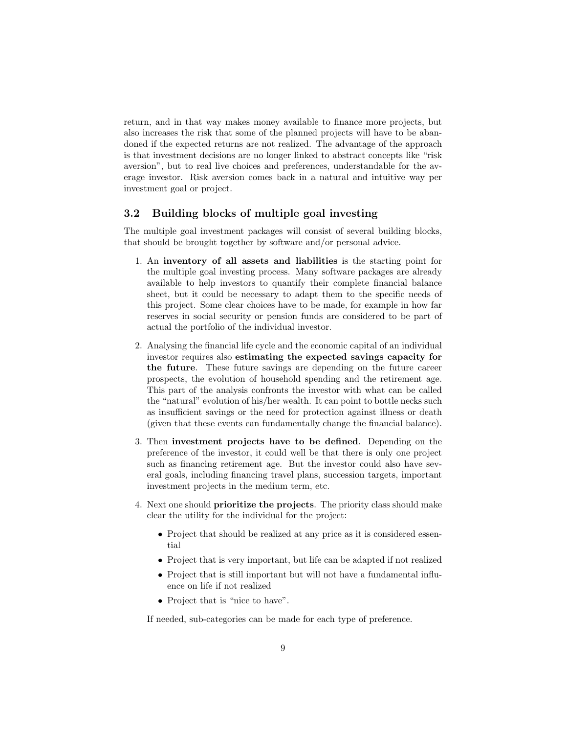return, and in that way makes money available to finance more projects, but also increases the risk that some of the planned projects will have to be abandoned if the expected returns are not realized. The advantage of the approach is that investment decisions are no longer linked to abstract concepts like "risk aversion", but to real live choices and preferences, understandable for the average investor. Risk aversion comes back in a natural and intuitive way per investment goal or project.

## 3.2 Building blocks of multiple goal investing

The multiple goal investment packages will consist of several building blocks, that should be brought together by software and/or personal advice.

1. An **inventory of all assets and liabilities** is the starting point for the multiple goal investing process. Many software packages are already available to help investors to quantify their complete financial balance sheet, but it could be necessary to adapt them to the specific needs of this project. Some clear choices have to be made, for example in how far reserves in social security or pension funds are considered to be part of actual the portfolio of the individual investor.

2. Analysing the financial life cycle and the economic capital of an individual investor requires also **estimating the expected savings capacity for the future**. These future savings are depending on the future career prospects, the evolution of household spending and the retirement age. This part of the analysis confronts the investor with what can be called the "natural" evolution of his/her wealth. It can point to bottle necks such as insufficient savings or the need for protection against illness or death (given that these events can fundamentally change the financial balance).

3. Then **investment projects have to be defined**. Depending on the preference of the investor, it could well be that there is only one project such as financing retirement age. But the investor could also have several goals, including financing travel plans, succession targets, important investment projects in the medium term, etc.

4. Next one should **prioritize the projects**. The priority class should make clear the utility for the individual for the project:

   - Project that should be realized at any price as it is considered essential
   - Project that is very important, but life can be adapted if not realized
   - Project that is still important but will not have a fundamental influence on life if not realized
   - Project that is "nice to have".

   If needed, sub-categories can be made for each type of preference.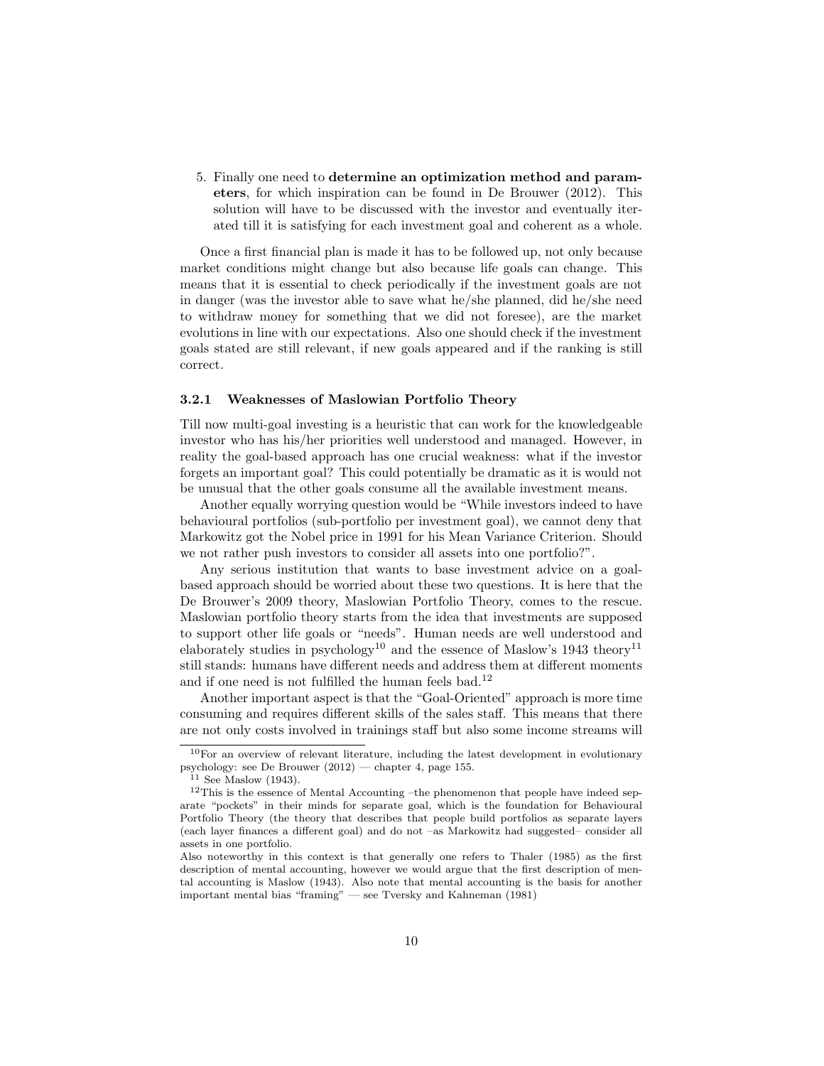5. Finally one need to **determine an optimization method and parameters**, for which inspiration can be found in De Brouwer (2012). This solution will have to be discussed with the investor and eventually iterated till it is satisfying for each investment goal and coherent as a whole.

Once a first financial plan is made it has to be followed up, not only because market conditions might change but also because life goals can change. This means that it is essential to check periodically if the investment goals are not in danger (was the investor able to save what he/she planned, did he/she need to withdraw money for something that we did not foresee), are the market evolutions in line with our expectations. Also one should check if the investment goals stated are still relevant, if new goals appeared and if the ranking is still correct.

### 3.2.1 Weaknesses of Maslowian Portfolio Theory

Till now multi-goal investing is a heuristic that can work for the knowledgeable investor who has his/her priorities well understood and managed. However, in reality the goal-based approach has one crucial weakness: what if the investor forgets an important goal? This could potentially be dramatic as it is would not be unusual that the other goals consume all the available investment means.

Another equally worrying question would be "While investors indeed to have behavioural portfolios (sub-portfolio per investment goal), we cannot deny that Markowitz got the Nobel price in 1991 for his Mean Variance Criterion. Should we not rather push investors to consider all assets into one portfolio?".

Any serious institution that wants to base investment advice on a goal-based approach should be worried about these two questions. It is here that the De Brouwer's 2009 theory, Maslowian Portfolio Theory, comes to the rescue. Maslowian portfolio theory starts from the idea that investments are supposed to support other life goals or "needs". Human needs are well understood and elaborately studies in psychology[10] and the essence of Maslow's 1943 theory[11] still stands: humans have different needs and address them at different moments and if one need is not fulfilled the human feels bad.[12]

Another important aspect is that the "Goal-Oriented" approach is more time consuming and requires different skills of the sales staff. This means that there are not only costs involved in trainings staff but also some income streams will

---

[10] For an overview of relevant literature, including the latest development in evolutionary psychology: see De Brouwer (2012) — chapter 4, page 155.

[11] See Maslow (1943).

[12] This is the essence of Mental Accounting –the phenomenon that people have indeed separate "pockets" in their minds for separate goal, which is the foundation for Behavioural Portfolio Theory (the theory that describes that people build portfolios as separate layers (each layer finances a different goal) and do not –as Markowitz had suggested– consider all assets in one portfolio.

Also noteworthy in this context is that generally one refers to Thaler (1985) as the first description of mental accounting, however we would argue that the first description of mental accounting is Maslow (1943). Also note that mental accounting is the basis for another important mental bias "framing" — see Tversky and Kahneman (1981)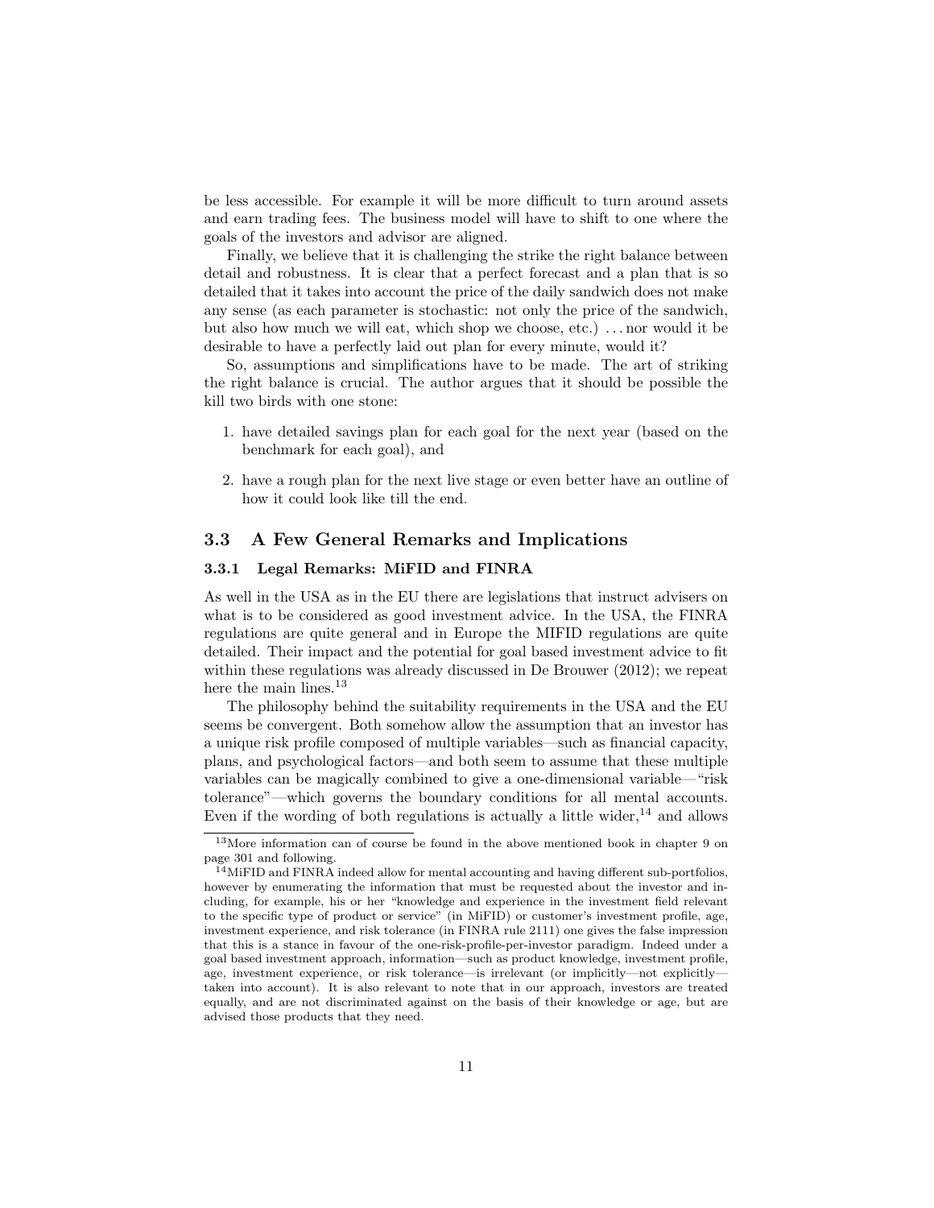be less accessible. For example it will be more difficult to turn around assets and earn trading fees. The business model will have to shift to one where the goals of the investors and advisor are aligned.

Finally, we believe that it is challenging the strike the right balance between detail and robustness. It is clear that a perfect forecast and a plan that is so detailed that it takes into account the price of the daily sandwich does not make any sense (as each parameter is stochastic: not only the price of the sandwich, but also how much we will eat, which shop we choose, etc.) ... nor would it be desirable to have a perfectly laid out plan for every minute, would it?

So, assumptions and simplifications have to be made. The art of striking the right balance is crucial. The author argues that it should be possible the kill two birds with one stone:

1. have detailed savings plan for each goal for the next year (based on the benchmark for each goal), and
2. have a rough plan for the next live stage or even better have an outline of how it could look like till the end.

## 3.3 A Few General Remarks and Implications

### 3.3.1 Legal Remarks: MiFID and FINRA

As well in the USA as in the EU there are legislations that instruct advisers on what is to be considered as good investment advice. In the USA, the FINRA regulations are quite general and in Europe the MIFID regulations are quite detailed. Their impact and the potential for goal based investment advice to fit within these regulations was already discussed in De Brouwer (2012); we repeat here the main lines.[13]

The philosophy behind the suitability requirements in the USA and the EU seems be convergent. Both somehow allow the assumption that an investor has a unique risk profile composed of multiple variables—such as financial capacity, plans, and psychological factors—and both seem to assume that these multiple variables can be magically combined to give a one-dimensional variable—"risk tolerance"—which governs the boundary conditions for all mental accounts. Even if the wording of both regulations is actually a little wider,[14] and allows

[13] More information can of course be found in the above mentioned book in chapter 9 on page 301 and following.

[14] MiFID and FINRA indeed allow for mental accounting and having different sub-portfolios, however by enumerating the information that must be requested about the investor and including, for example, his or her "knowledge and experience in the investment field relevant to the specific type of product or service" (in MiFID) or customer's investment profile, age, investment experience, and risk tolerance (in FINRA rule 2111) one gives the false impression that this is a stance in favour of the one-risk-profile-per-investor paradigm. Indeed under a goal based investment approach, information—such as product knowledge, investment profile, age, investment experience, or risk tolerance—is irrelevant (or implicitly—not explicitly—taken into account). It is also relevant to note that in our approach, investors are treated equally, and are not discriminated against on the basis of their knowledge or age, but are advised those products that they need.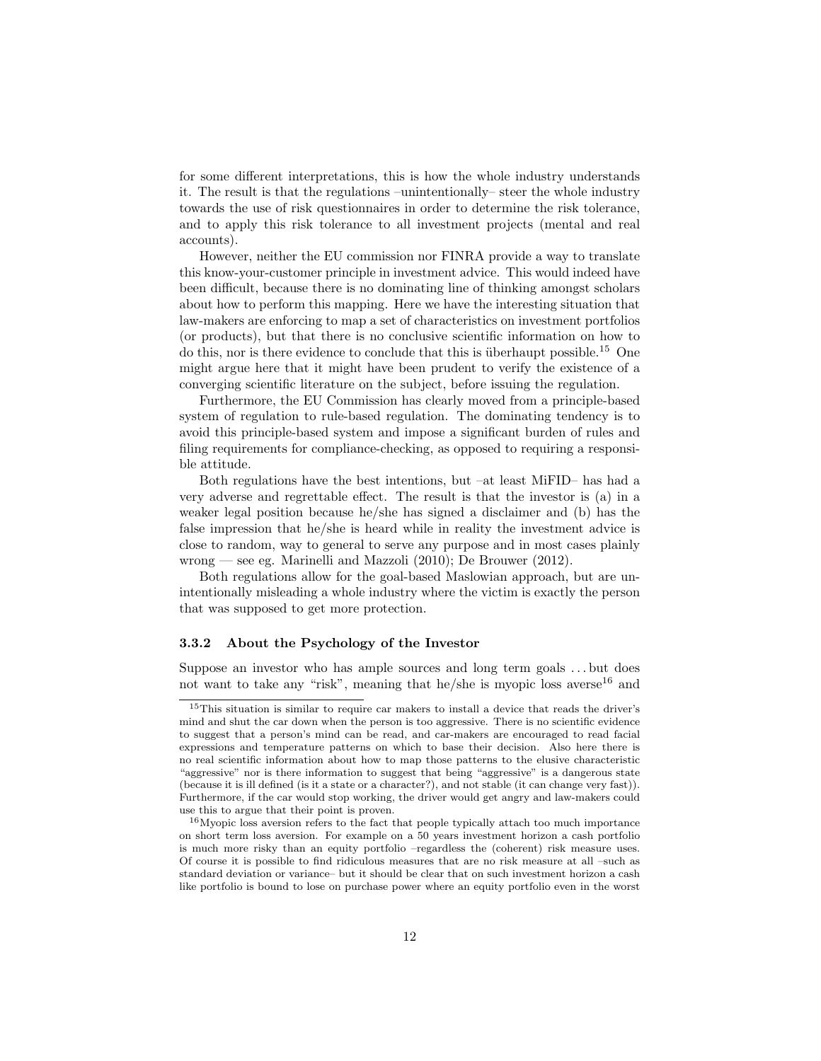for some different interpretations, this is how the whole industry understands it. The result is that the regulations –unintentionally– steer the whole industry towards the use of risk questionnaires in order to determine the risk tolerance, and to apply this risk tolerance to all investment projects (mental and real accounts).

However, neither the EU commission nor FINRA provide a way to translate this know-your-customer principle in investment advice. This would indeed have been difficult, because there is no dominating line of thinking amongst scholars about how to perform this mapping. Here we have the interesting situation that law-makers are enforcing to map a set of characteristics on investment portfolios (or products), but that there is no conclusive scientific information on how to do this, nor is there evidence to conclude that this is überhaupt possible.[15] One might argue here that it might have been prudent to verify the existence of a converging scientific literature on the subject, before issuing the regulation.

Furthermore, the EU Commission has clearly moved from a principle-based system of regulation to rule-based regulation. The dominating tendency is to avoid this principle-based system and impose a significant burden of rules and filing requirements for compliance-checking, as opposed to requiring a responsible attitude.

Both regulations have the best intentions, but –at least MiFID– has had a very adverse and regrettable effect. The result is that the investor is (a) in a weaker legal position because he/she has signed a disclaimer and (b) has the false impression that he/she is heard while in reality the investment advice is close to random, way to general to serve any purpose and in most cases plainly wrong — see eg. Marinelli and Mazzoli (2010); De Brouwer (2012).

Both regulations allow for the goal-based Maslowian approach, but are unintentionally misleading a whole industry where the victim is exactly the person that was supposed to get more protection.

### 3.3.2 About the Psychology of the Investor

Suppose an investor who has ample sources and long term goals . . . but does not want to take any "risk", meaning that he/she is myopic loss averse[16] and

---

[15] This situation is similar to require car makers to install a device that reads the driver's mind and shut the car down when the person is too aggressive. There is no scientific evidence to suggest that a person's mind can be read, and car-makers are encouraged to read facial expressions and temperature patterns on which to base their decision. Also here there is no real scientific information about how to map those patterns to the elusive characteristic "aggressive" nor is there information to suggest that being "aggressive" is a dangerous state (because it is ill defined (is it a state or a character?), and not stable (it can change very fast)). Furthermore, if the car would stop working, the driver would get angry and law-makers could use this to argue that their point is proven.

[16] Myopic loss aversion refers to the fact that people typically attach too much importance on short term loss aversion. For example on a 50 years investment horizon a cash portfolio is much more risky than an equity portfolio –regardless the (coherent) risk measure uses. Of course it is possible to find ridiculous measures that are no risk measure at all –such as standard deviation or variance– but it should be clear that on such investment horizon a cash like portfolio is bound to lose on purchase power where an equity portfolio even in the worst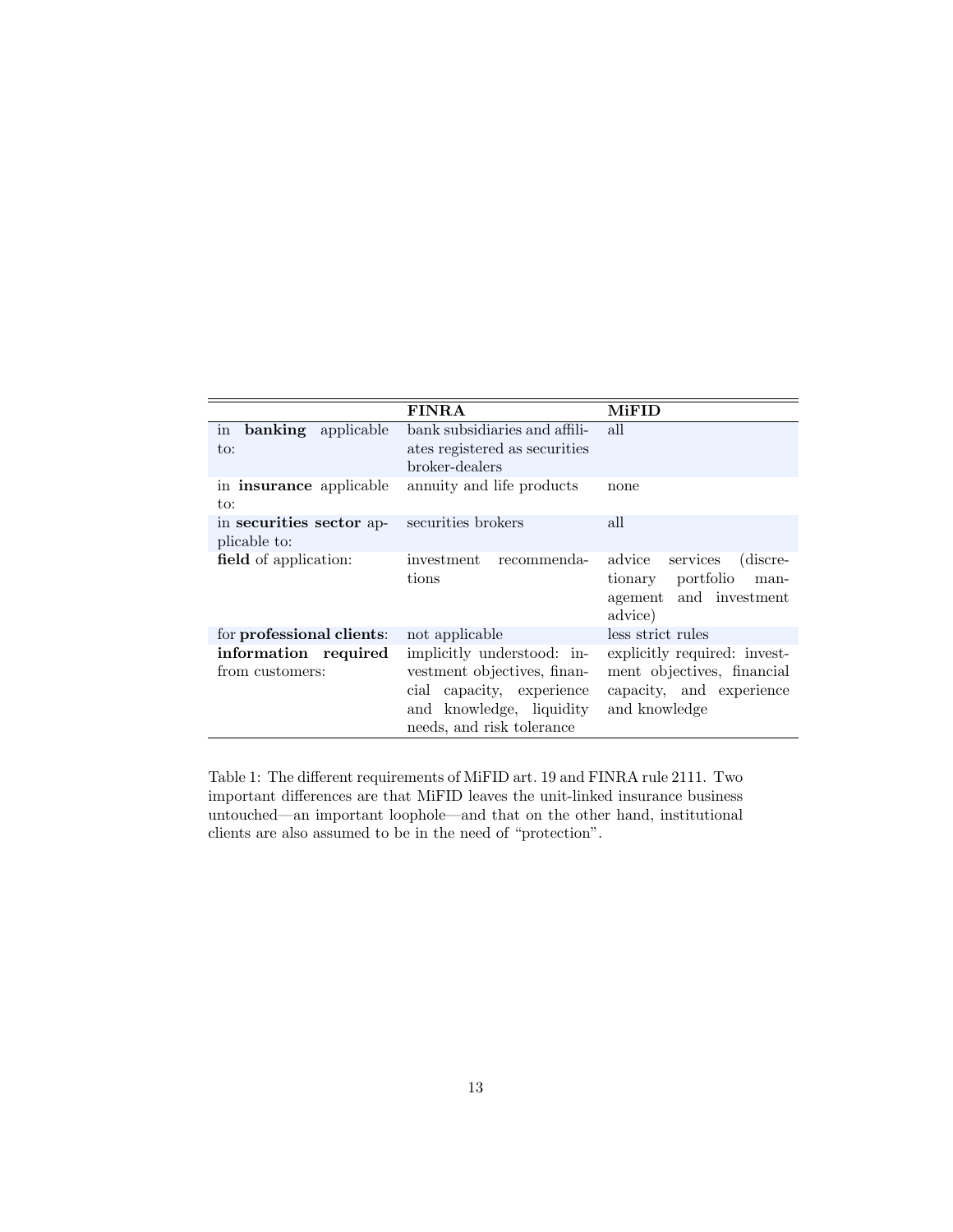| | **FINRA** | **MiFID** |
|---|---|---|
| in **banking** applicable to: | bank subsidiaries and affiliates registered as securities broker-dealers | all |
| in **insurance** applicable to: | annuity and life products | none |
| in **securities sector** applicable to: | securities brokers | all |
| **field** of application: | investment recommendations | advice services (discretionary portfolio management and investment advice) |
| for **professional clients**: | not applicable | less strict rules |
| **information required** from customers: | implicitly understood: investment objectives, financial capacity, experience and knowledge, liquidity needs, and risk tolerance | explicitly required: investment objectives, financial capacity, and experience and knowledge |

Table 1: The different requirements of MiFID art. 19 and FINRA rule 2111. Two important differences are that MiFID leaves the unit-linked insurance business untouched—an important loophole—and that on the other hand, institutional clients are also assumed to be in the need of "protection".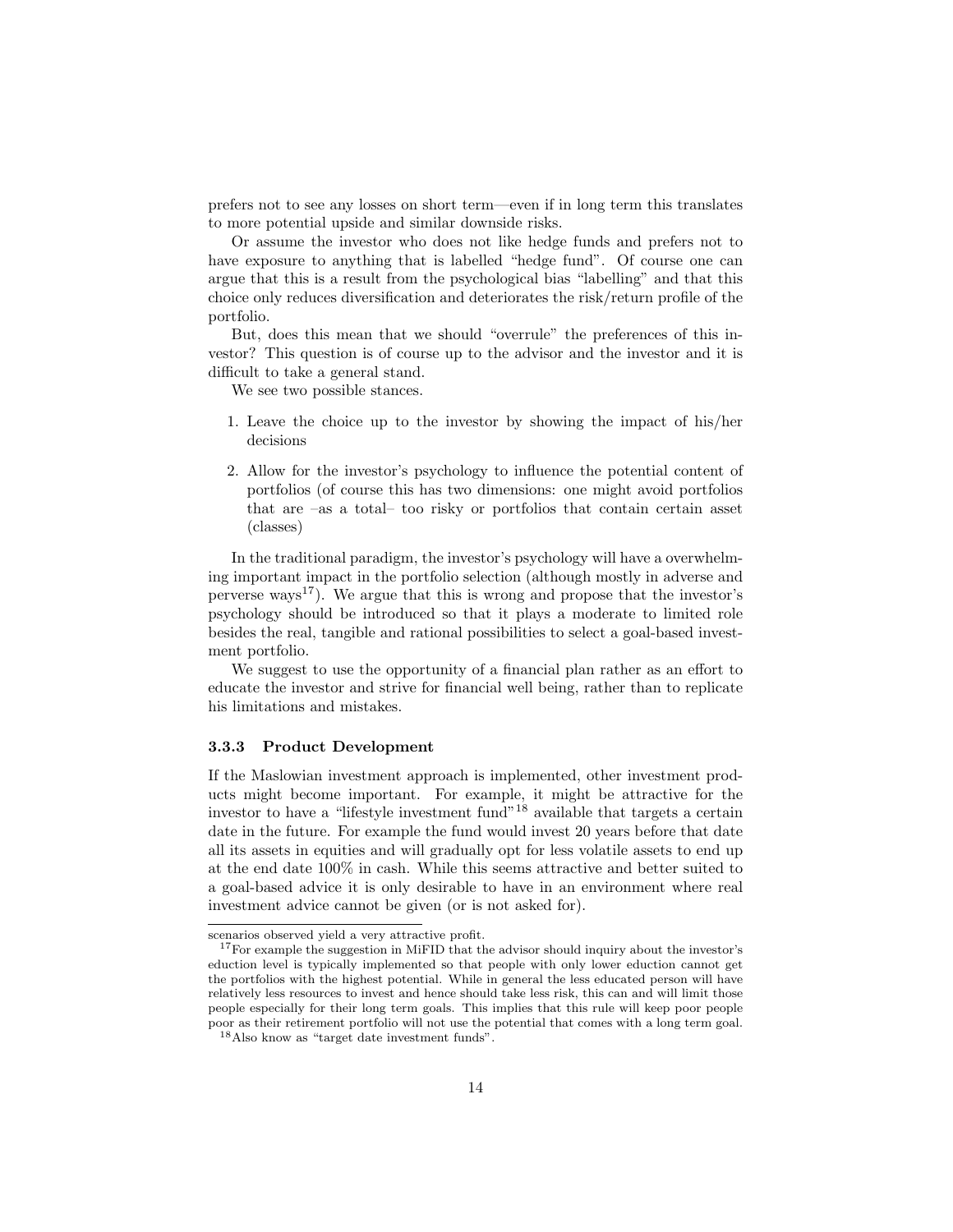prefers not to see any losses on short term—even if in long term this translates to more potential upside and similar downside risks.

Or assume the investor who does not like hedge funds and prefers not to have exposure to anything that is labelled "hedge fund". Of course one can argue that this is a result from the psychological bias "labelling" and that this choice only reduces diversification and deteriorates the risk/return profile of the portfolio.

But, does this mean that we should "overrule" the preferences of this investor? This question is of course up to the advisor and the investor and it is difficult to take a general stand.

We see two possible stances.

1. Leave the choice up to the investor by showing the impact of his/her decisions
2. Allow for the investor's psychology to influence the potential content of portfolios (of course this has two dimensions: one might avoid portfolios that are –as a total– too risky or portfolios that contain certain asset (classes)

In the traditional paradigm, the investor's psychology will have a overwhelming important impact in the portfolio selection (although mostly in adverse and perverse ways[17]). We argue that this is wrong and propose that the investor's psychology should be introduced so that it plays a moderate to limited role besides the real, tangible and rational possibilities to select a goal-based investment portfolio.

We suggest to use the opportunity of a financial plan rather as an effort to educate the investor and strive for financial well being, rather than to replicate his limitations and mistakes.

### 3.3.3 Product Development

If the Maslowian investment approach is implemented, other investment products might become important. For example, it might be attractive for the investor to have a "lifestyle investment fund"[18] available that targets a certain date in the future. For example the fund would invest 20 years before that date all its assets in equities and will gradually opt for less volatile assets to end up at the end date 100% in cash. While this seems attractive and better suited to a goal-based advice it is only desirable to have in an environment where real investment advice cannot be given (or is not asked for).

---

scenarios observed yield a very attractive profit.

[17] For example the suggestion in MiFID that the advisor should inquiry about the investor's eduction level is typically implemented so that people with only lower eduction cannot get the portfolios with the highest potential. While in general the less educated person will have relatively less resources to invest and hence should take less risk, this can and will limit those people especially for their long term goals. This implies that this rule will keep poor people poor as their retirement portfolio will not use the potential that comes with a long term goal.

[18] Also know as "target date investment funds".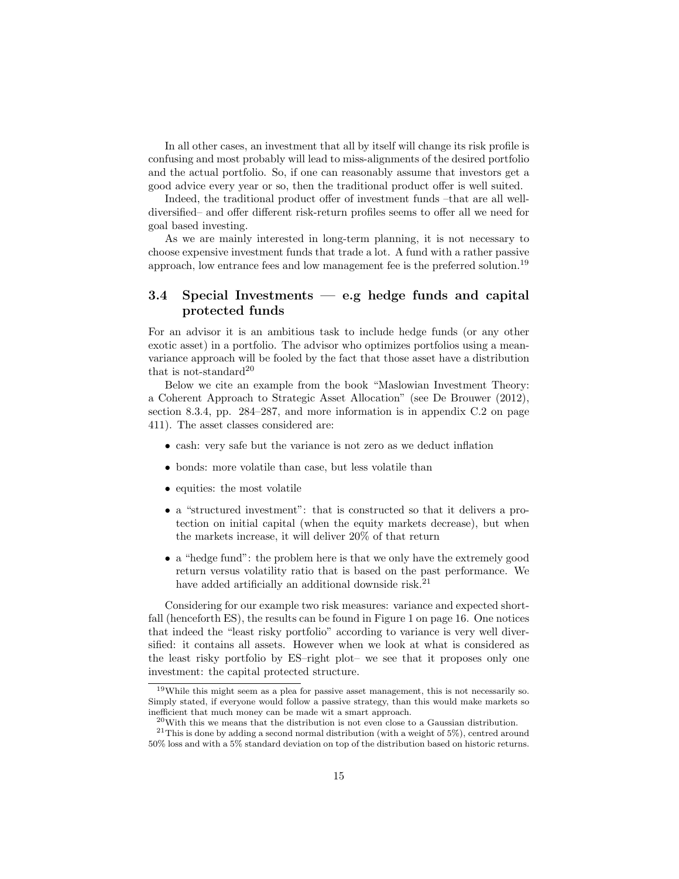In all other cases, an investment that all by itself will change its risk profile is confusing and most probably will lead to miss-alignments of the desired portfolio and the actual portfolio. So, if one can reasonably assume that investors get a good advice every year or so, then the traditional product offer is well suited.

Indeed, the traditional product offer of investment funds –that are all well-diversified– and offer different risk-return profiles seems to offer all we need for goal based investing.

As we are mainly interested in long-term planning, it is not necessary to choose expensive investment funds that trade a lot. A fund with a rather passive approach, low entrance fees and low management fee is the preferred solution.[19]

## 3.4 Special Investments — e.g hedge funds and capital protected funds

For an advisor it is an ambitious task to include hedge funds (or any other exotic asset) in a portfolio. The advisor who optimizes portfolios using a mean-variance approach will be fooled by the fact that those asset have a distribution that is not-standard[20]

Below we cite an example from the book "Maslowian Investment Theory: a Coherent Approach to Strategic Asset Allocation" (see De Brouwer (2012), section 8.3.4, pp. 284–287, and more information is in appendix C.2 on page 411). The asset classes considered are:

- cash: very safe but the variance is not zero as we deduct inflation
- bonds: more volatile than case, but less volatile than
- equities: the most volatile
- a "structured investment": that is constructed so that it delivers a protection on initial capital (when the equity markets decrease), but when the markets increase, it will deliver 20% of that return
- a "hedge fund": the problem here is that we only have the extremely good return versus volatility ratio that is based on the past performance. We have added artificially an additional downside risk.[21]

Considering for our example two risk measures: variance and expected shortfall (henceforth ES), the results can be found in Figure 1 on page 16. One notices that indeed the "least risky portfolio" according to variance is very well diversified: it contains all assets. However when we look at what is considered as the least risky portfolio by ES–right plot– we see that it proposes only one investment: the capital protected structure.

[19] While this might seem as a plea for passive asset management, this is not necessarily so. Simply stated, if everyone would follow a passive strategy, than this would make markets so inefficient that much money can be made wit a smart approach.

[20] With this we means that the distribution is not even close to a Gaussian distribution.

[21] This is done by adding a second normal distribution (with a weight of 5%), centred around 50% loss and with a 5% standard deviation on top of the distribution based on historic returns.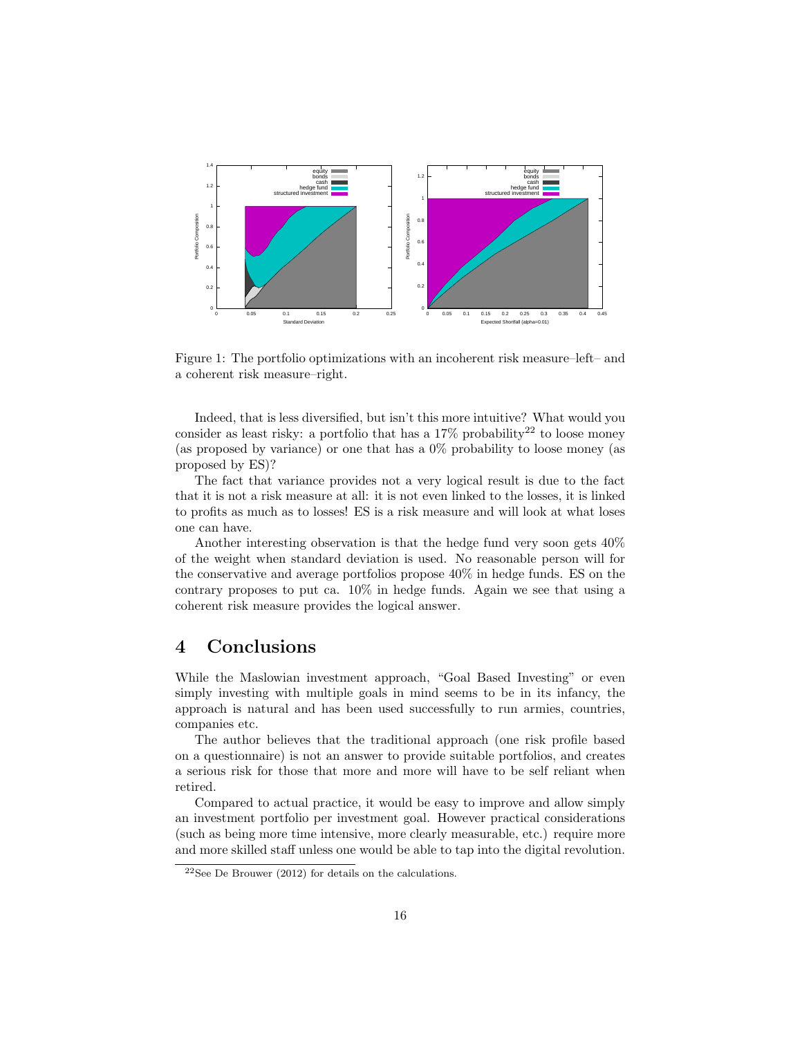Figure 1: The portfolio optimizations with an incoherent risk measure–left– and a coherent risk measure–right.

Indeed, that is less diversified, but isn't this more intuitive? What would you consider as least risky: a portfolio that has a 17% probability[22] to loose money (as proposed by variance) or one that has a 0% probability to loose money (as proposed by ES)?

The fact that variance provides not a very logical result is due to the fact that it is not a risk measure at all: it is not even linked to the losses, it is linked to profits as much as to losses! ES is a risk measure and will look at what loses one can have.

Another interesting observation is that the hedge fund very soon gets 40% of the weight when standard deviation is used. No reasonable person will for the conservative and average portfolios propose 40% in hedge funds. ES on the contrary proposes to put ca. 10% in hedge funds. Again we see that using a coherent risk measure provides the logical answer.

## 4 Conclusions

While the Maslowian investment approach, "Goal Based Investing" or even simply investing with multiple goals in mind seems to be in its infancy, the approach is natural and has been used successfully to run armies, countries, companies etc.

The author believes that the traditional approach (one risk profile based on a questionnaire) is not an answer to provide suitable portfolios, and creates a serious risk for those that more and more will have to be self reliant when retired.

Compared to actual practice, it would be easy to improve and allow simply an investment portfolio per investment goal. However practical considerations (such as being more time intensive, more clearly measurable, etc.) require more and more skilled staff unless one would be able to tap into the digital revolution.

[22] See De Brouwer (2012) for details on the calculations.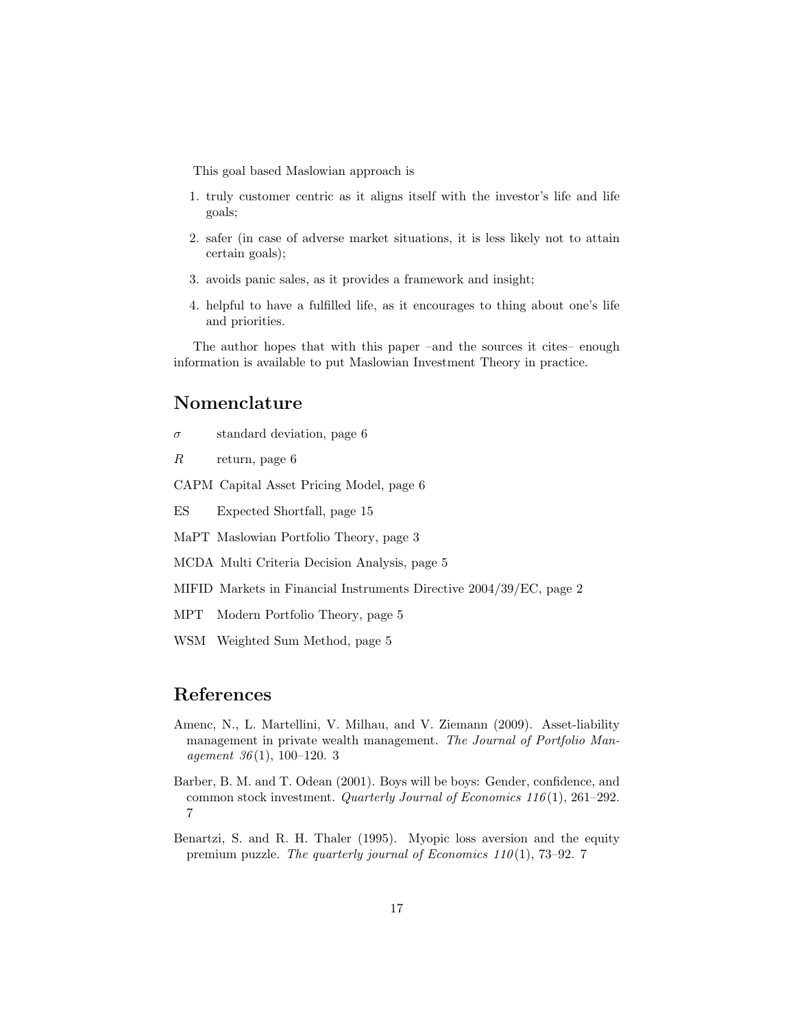This goal based Maslowian approach is

1. truly customer centric as it aligns itself with the investor's life and life goals;
2. safer (in case of adverse market situations, it is less likely not to attain certain goals);
3. avoids panic sales, as it provides a framework and insight;
4. helpful to have a fulfilled life, as it encourages to thing about one's life and priorities.

The author hopes that with this paper –and the sources it cites– enough information is available to put Maslowian Investment Theory in practice.

## Nomenclature

$\sigma$ standard deviation, page 6

$R$ return, page 6

CAPM Capital Asset Pricing Model, page 6

ES Expected Shortfall, page 15

MaPT Maslowian Portfolio Theory, page 3

MCDA Multi Criteria Decision Analysis, page 5

MIFID Markets in Financial Instruments Directive 2004/39/EC, page 2

MPT Modern Portfolio Theory, page 5

WSM Weighted Sum Method, page 5

## References

Amenc, N., L. Martellini, V. Milhau, and V. Ziemann (2009). Asset-liability management in private wealth management. *The Journal of Portfolio Management 36*(1), 100–120. 3

Barber, B. M. and T. Odean (2001). Boys will be boys: Gender, confidence, and common stock investment. *Quarterly Journal of Economics 116*(1), 261–292. 7

Benartzi, S. and R. H. Thaler (1995). Myopic loss aversion and the equity premium puzzle. *The quarterly journal of Economics 110*(1), 73–92. 7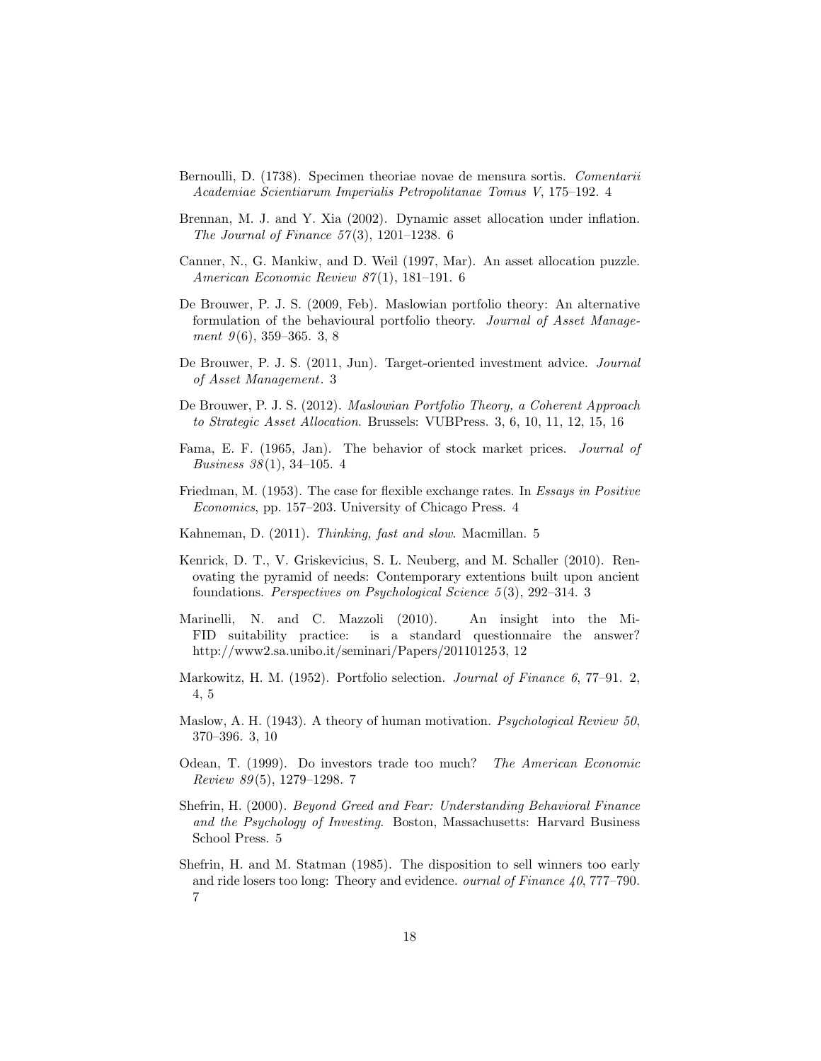Bernoulli, D. (1738). Specimen theoriae novae de mensura sortis. *Comentarii Academiae Scientiarum Imperialis Petropolitanae Tomus V*, 175–192. 4

Brennan, M. J. and Y. Xia (2002). Dynamic asset allocation under inflation. *The Journal of Finance 57*(3), 1201–1238. 6

Canner, N., G. Mankiw, and D. Weil (1997, Mar). An asset allocation puzzle. *American Economic Review 87*(1), 181–191. 6

De Brouwer, P. J. S. (2009, Feb). Maslowian portfolio theory: An alternative formulation of the behavioural portfolio theory. *Journal of Asset Management 9*(6), 359–365. 3, 8

De Brouwer, P. J. S. (2011, Jun). Target-oriented investment advice. *Journal of Asset Management*. 3

De Brouwer, P. J. S. (2012). *Maslowian Portfolio Theory, a Coherent Approach to Strategic Asset Allocation*. Brussels: VUBPress. 3, 6, 10, 11, 12, 15, 16

Fama, E. F. (1965, Jan). The behavior of stock market prices. *Journal of Business 38*(1), 34–105. 4

Friedman, M. (1953). The case for flexible exchange rates. In *Essays in Positive Economics*, pp. 157–203. University of Chicago Press. 4

Kahneman, D. (2011). *Thinking, fast and slow*. Macmillan. 5

Kenrick, D. T., V. Griskevicius, S. L. Neuberg, and M. Schaller (2010). Renovating the pyramid of needs: Contemporary extentions built upon ancient foundations. *Perspectives on Psychological Science 5*(3), 292–314. 3

Marinelli, N. and C. Mazzoli (2010). An insight into the MiFID suitability practice: is a standard questionnaire the answer? http://www2.sa.unibo.it/seminari/Papers/20110125 3, 12

Markowitz, H. M. (1952). Portfolio selection. *Journal of Finance 6*, 77–91. 2, 4, 5

Maslow, A. H. (1943). A theory of human motivation. *Psychological Review 50*, 370–396. 3, 10

Odean, T. (1999). Do investors trade too much? *The American Economic Review 89*(5), 1279–1298. 7

Shefrin, H. (2000). *Beyond Greed and Fear: Understanding Behavioral Finance and the Psychology of Investing*. Boston, Massachusetts: Harvard Business School Press. 5

Shefrin, H. and M. Statman (1985). The disposition to sell winners too early and ride losers too long: Theory and evidence. *ournal of Finance 40*, 777–790. 7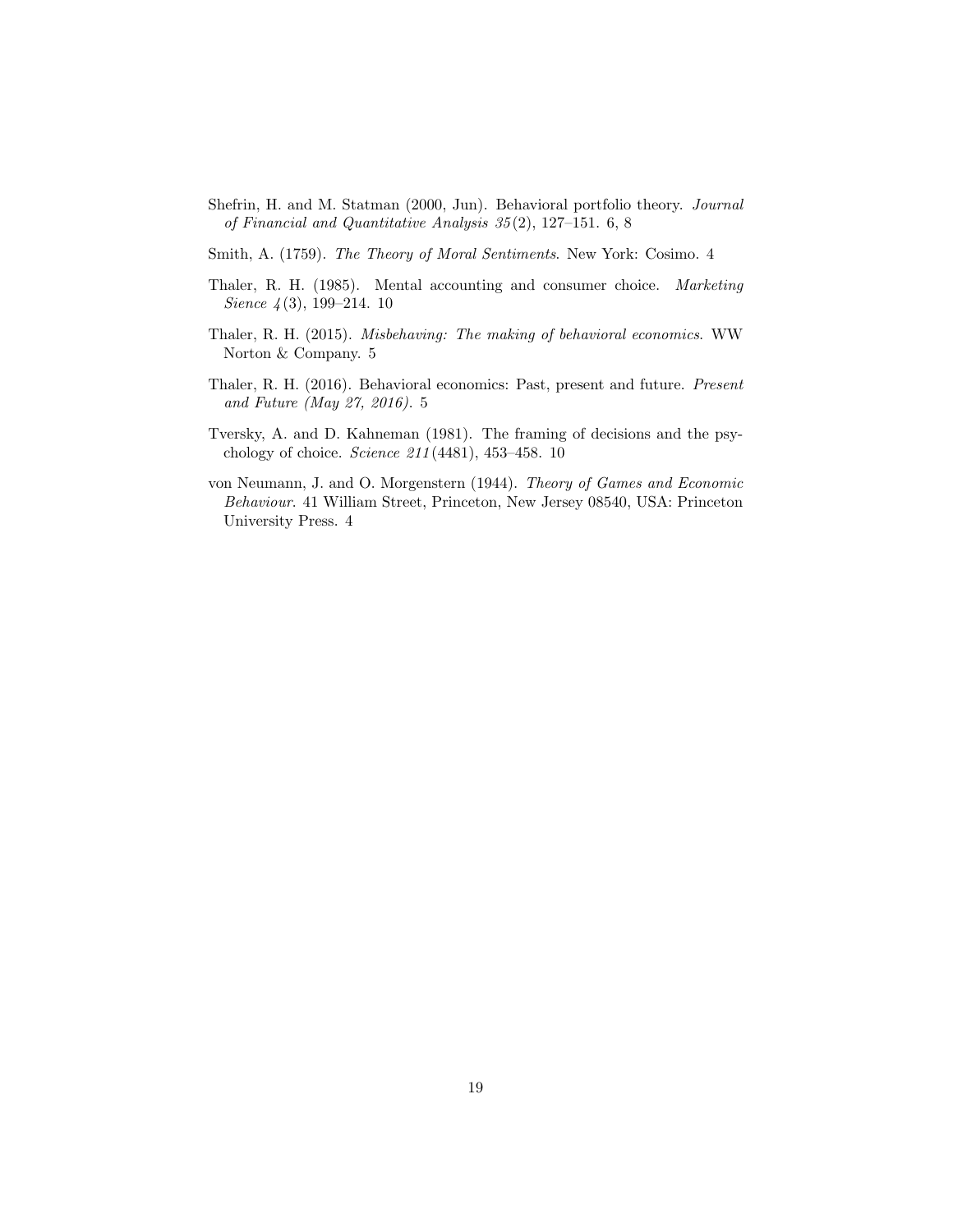Shefrin, H. and M. Statman (2000, Jun). Behavioral portfolio theory. *Journal of Financial and Quantitative Analysis 35*(2), 127–151. 6, 8

Smith, A. (1759). *The Theory of Moral Sentiments*. New York: Cosimo. 4

Thaler, R. H. (1985). Mental accounting and consumer choice. *Marketing Sience 4*(3), 199–214. 10

Thaler, R. H. (2015). *Misbehaving: The making of behavioral economics.* WW Norton & Company. 5

Thaler, R. H. (2016). Behavioral economics: Past, present and future. *Present and Future (May 27, 2016)*. 5

Tversky, A. and D. Kahneman (1981). The framing of decisions and the psychology of choice. *Science 211*(4481), 453–458. 10

von Neumann, J. and O. Morgenstern (1944). *Theory of Games and Economic Behaviour.* 41 William Street, Princeton, New Jersey 08540, USA: Princeton University Press. 4